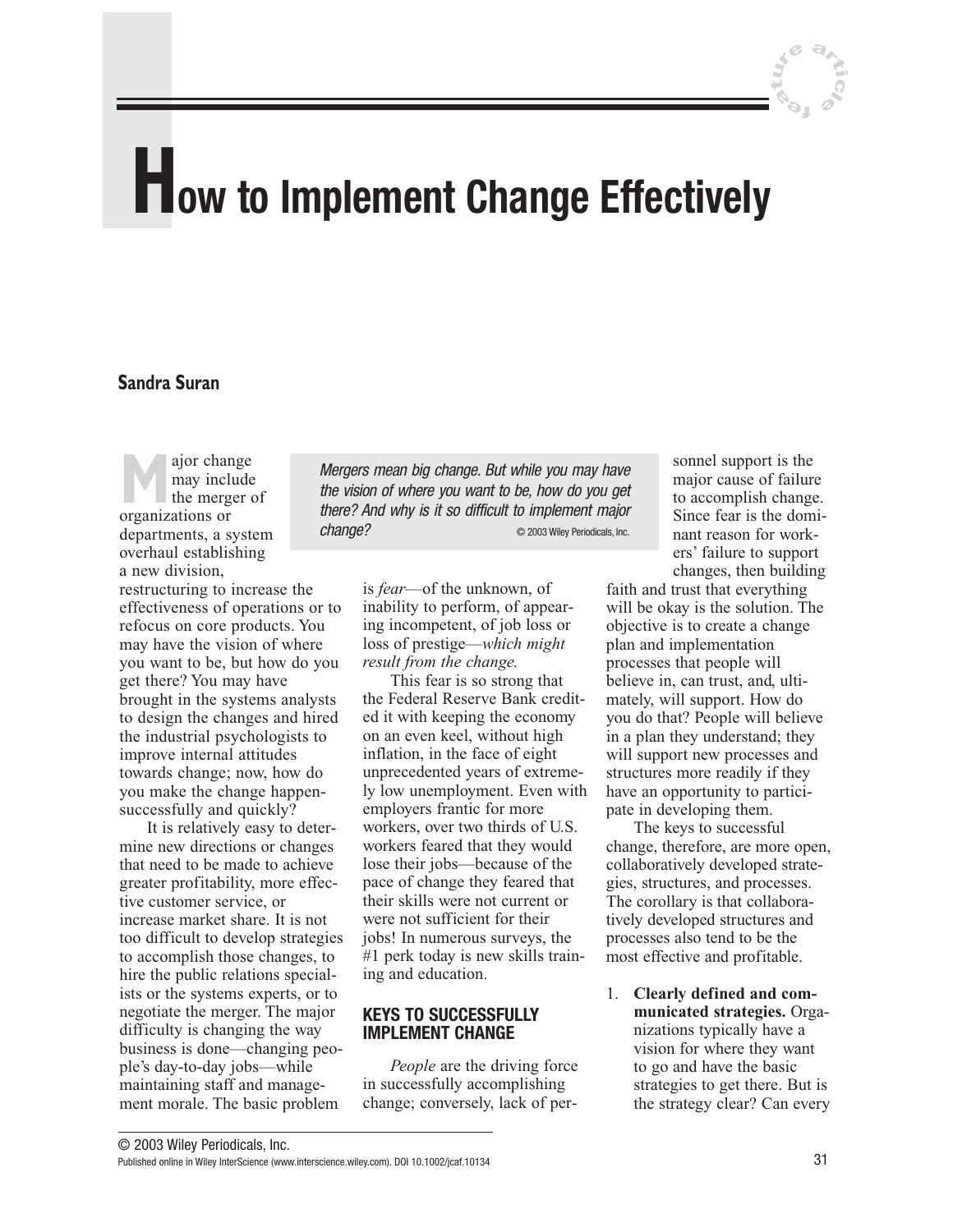# How to Implement Change Effectively

**Sandra Suran**

*Mergers mean big change. But while you may have the vision of where you want to be, how do you get there? And why is it so difficult to implement major change?* © 2003 Wiley Periodicals, Inc.

Major change may include the merger of organizations or departments, a system overhaul establishing a new division, restructuring to increase the effectiveness of operations or to refocus on core products. You may have the vision of where you want to be, but how do you get there? You may have brought in the systems analysts to design the changes and hired the industrial psychologists to improve internal attitudes towards change; now, how do you make the change happen-successfully and quickly?

It is relatively easy to determine new directions or changes that need to be made to achieve greater profitability, more effective customer service, or increase market share. It is not too difficult to develop strategies to accomplish those changes, to hire the public relations specialists or the systems experts, or to negotiate the merger. The major difficulty is changing the way business is done—changing people's day-to-day jobs—while maintaining staff and management morale. The basic problem is *fear*—of the unknown, of inability to perform, of appearing incompetent, of job loss or loss of prestige—*which might result from the change.*

This fear is so strong that the Federal Reserve Bank credited it with keeping the economy on an even keel, without high inflation, in the face of eight unprecedented years of extremely low unemployment. Even with employers frantic for more workers, over two thirds of U.S. workers feared that they would lose their jobs—because of the pace of change they feared that their skills were not current or were not sufficient for their jobs! In numerous surveys, the #1 perk today is new skills training and education.

## KEYS TO SUCCESSFULLY IMPLEMENT CHANGE

*People* are the driving force in successfully accomplishing change; conversely, lack of personnel support is the major cause of failure to accomplish change. Since fear is the dominant reason for workers' failure to support changes, then building faith and trust that everything will be okay is the solution. The objective is to create a change plan and implementation processes that people will believe in, can trust, and, ultimately, will support. How do you do that? People will believe in a plan they understand; they will support new processes and structures more readily if they have an opportunity to participate in developing them.

The keys to successful change, therefore, are more open, collaboratively developed strategies, structures, and processes. The corollary is that collaboratively developed structures and processes also tend to be the most effective and profitable.

1. **Clearly defined and communicated strategies.** Organizations typically have a vision for where they want to go and have the basic strategies to get there. But is the strategy clear? Can every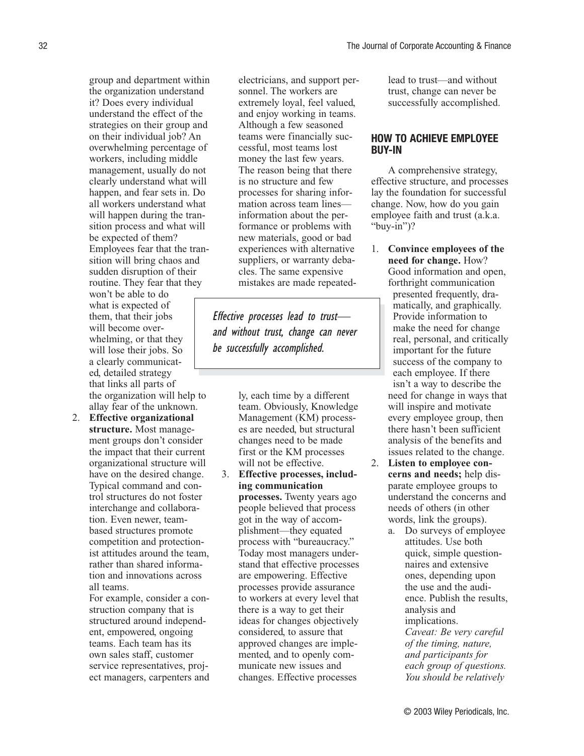group and department within the organization understand it? Does every individual understand the effect of the strategies on their group and on their individual job? An overwhelming percentage of workers, including middle management, usually do not clearly understand what will happen, and fear sets in. Do all workers understand what will happen during the transition process and what will be expected of them? Employees fear that the transition will bring chaos and sudden disruption of their routine. They fear that they won't be able to do what is expected of them, that their jobs will become overwhelming, or that they will lose their jobs. So a clearly communicated, detailed strategy that links all parts of the organization will help to allay fear of the unknown.

2. **Effective organizational structure.** Most management groups don't consider the impact that their current organizational structure will have on the desired change. Typical command and control structures do not foster interchange and collaboration. Even newer, team-based structures promote competition and protectionist attitudes around the team, rather than shared information and innovations across all teams.

   For example, consider a construction company that is structured around independent, empowered, ongoing teams. Each team has its own sales staff, customer service representatives, project managers, carpenters and electricians, and support personnel. The workers are extremely loyal, feel valued, and enjoy working in teams. Although a few seasoned teams were financially successful, most teams lost money the last few years. The reason being that there is no structure and few processes for sharing information across team lines—information about the performance or problems with new materials, good or bad experiences with alternative suppliers, or warranty debacles. The same expensive mistakes are made repeatedly, each time by a different team. Obviously, Knowledge Management (KM) processes are needed, but structural changes need to be made first or the KM processes will not be effective.

3. **Effective processes, including communication processes.** Twenty years ago people believed that process got in the way of accomplishment—they equated process with "bureaucracy." Today most managers understand that effective processes are empowering. Effective processes provide assurance to workers at every level that there is a way to get their ideas for changes objectively considered, to assure that approved changes are implemented, and to openly communicate new issues and changes. Effective processes lead to trust—and without trust, change can never be successfully accomplished.

*Effective processes lead to trust—and without trust, change can never be successfully accomplished.*

## HOW TO ACHIEVE EMPLOYEE BUY-IN

A comprehensive strategy, effective structure, and processes lay the foundation for successful change. Now, how do you gain employee faith and trust (a.k.a. "buy-in")?

1. **Convince employees of the need for change.** How? Good information and open, forthright communication presented frequently, dramatically, and graphically. Provide information to make the need for change real, personal, and critically important for the future success of the company to each employee. If there isn't a way to describe the need for change in ways that will inspire and motivate every employee group, then there hasn't been sufficient analysis of the benefits and issues related to the change.
2. **Listen to employee concerns and needs;** help disparate employee groups to understand the concerns and needs of others (in other words, link the groups).
   a. Do surveys of employee attitudes. Use both quick, simple questionnaires and extensive ones, depending upon the use and the audience. Publish the results, analysis and implications.
      *Caveat: Be very careful of the timing, nature, and participants for each group of questions. You should be relatively*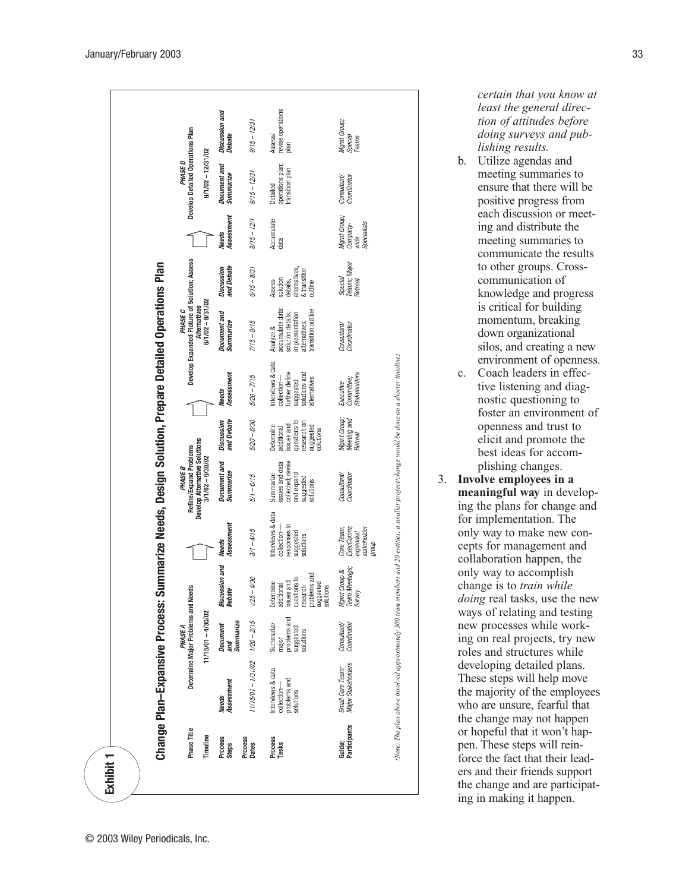**Exhibit 1**

## Change Plan–Expansive Process: Summarize Needs, Design Solution, Prepare Detailed Operations Plan

| Phase Title | *PHASE A* Determine Major Problems and Needs | | | | *PHASE B* Refine/Expand Problems Develop Alternative Solutions | | | | *PHASE C* Develop Expanded Picture of Solution; Assess Alternatives | | | | *PHASE D* Develop Detailed Operations Plan | |
|---|---|---|---|---|---|---|---|---|---|---|---|---|---|---|
| Timeline | 11/15/01 – 4/30/02 | | | | 3/1/02 – 6/30/02 | | | | 6/1/02 – 8/31/02 | | | | 9/1/02 – 12/31/02 | |
| Process Steps | Needs Assessment | Document and Summarize | Discussion and Debate | Needs Assessment | Document and Summarize | Discussion and Debate | Needs Assessment | Document and Summarize | Discussion and Debate | Needs Assessment | Document and Summarize | Discussion and Debate | | |
| Process Dates | 11/15/01 – 1/31/02 | 1/20 – 2/15 | 1/25 – 4/30 | 3/1 – 4/15 | 5/1 – 6/15 | 5/20 – 6/30 | 5/20 – 7/15 | 7/15 – 8/15 | 6/15 – 8/31 | 8/15 – 12/1 | 9/15 – 12/31 | 9/15 – 12/31 | | |
| Process Tasks | Interviews & data collection—problems and solutions | Summarize major problems and suggested solutions | Determine additional issues and questions to research problems and suggested solutions | Interviews & data collection—responses to suggested solutions | Summarize issues and data collected; revise and expand suggested solutions | Determine additional issues and questions to research on suggested solutions | Interviews & data collection—further define suggested solutions and alternatives | Analyze & accumulate data; solution details; implementation alternatives; transition outline | Assess solution details, alternatives, & transition outline | Accumulate data | Detailed operations plan; transition plan | Assess/revise operations plan | | |
| Guide; Participants | Small Core Team; Major Stakeholders | Consultant/Coordinator | Mgmt Group & Team Meetings; Survey | Core Team; Exec/Comm; expanded stakeholder group | Consultant/Coordinator | Mgmt Group; Meeting and Retreat | Executive Committee; Stakeholders | Consultant/Coordinator | Special Teams; Major Retreat | Mgmt Group; Company-wide Specialists | Consultant/Coordinator | Mgmt Group; Special Teams | | |

*(Note: The plan above involved approximately 300 team members and 20 entities; a smaller project/change would be done on a shorter timeline)*

*certain that you know at least the general direction of attitudes before doing surveys and publishing results.*

b. Utilize agendas and meeting summaries to ensure that there will be positive progress from each discussion or meeting and distribute the meeting summaries to communicate the results to other groups. Cross-communication of knowledge and progress is critical for building momentum, breaking down organizational silos, and creating a new environment of openness.

c. Coach leaders in effective listening and diagnostic questioning to foster an environment of openness and trust to elicit and promote the best ideas for accomplishing changes.

3. **Involve employees in a meaningful way** in developing the plans for change and for implementation. The only way to make new concepts for management and collaboration happen, the only way to accomplish change is to *train while doing* real tasks, use the new ways of relating and testing new processes while working on real projects, try new roles and structures while developing detailed plans. These steps will help move the majority of the employees who are unsure, fearful that the change may not happen or hopeful that it won't happen. These steps will reinforce the fact that their leaders and their friends support the change and are participating in making it happen.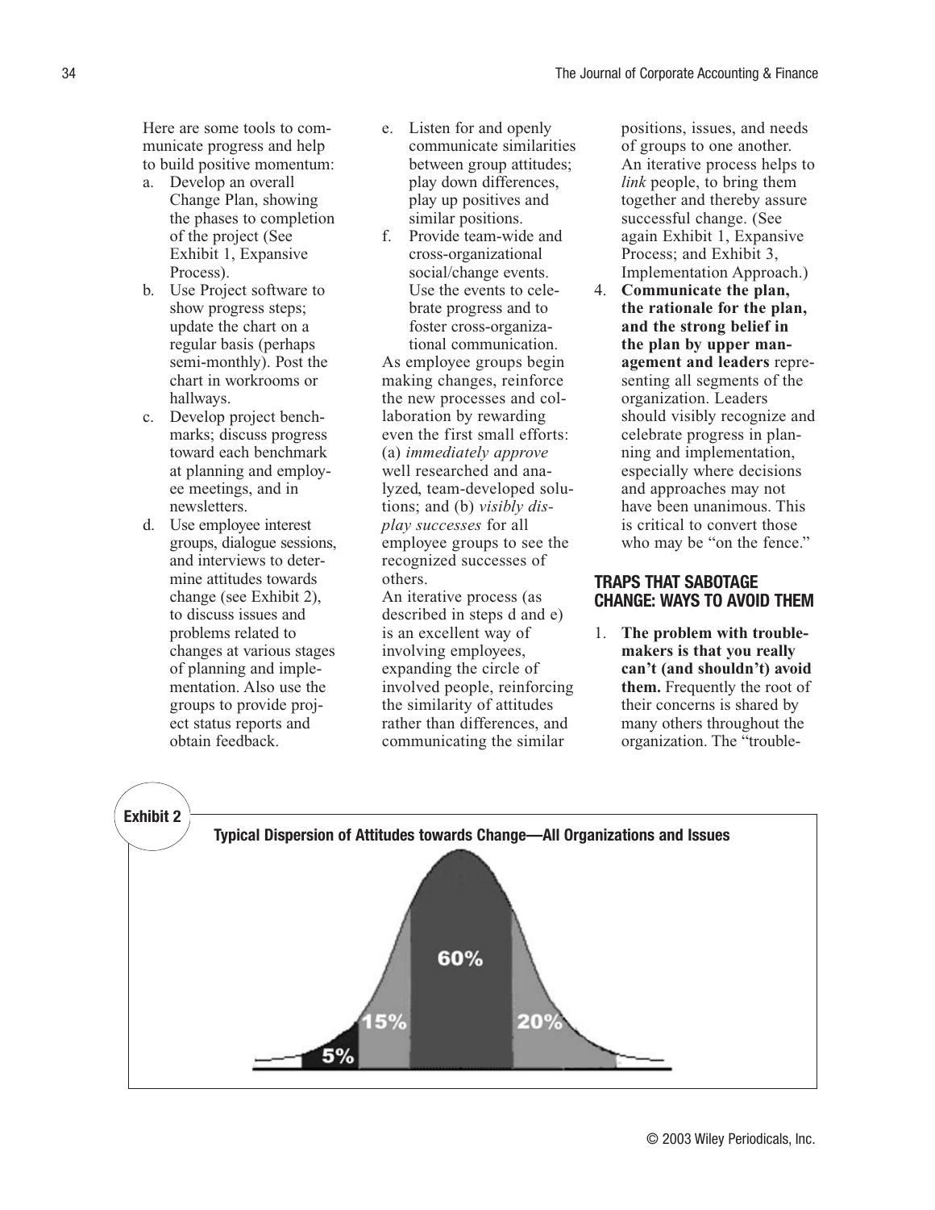Here are some tools to communicate progress and help to build positive momentum:

a. Develop an overall Change Plan, showing the phases to completion of the project (See Exhibit 1, Expansive Process).
b. Use Project software to show progress steps; update the chart on a regular basis (perhaps semi-monthly). Post the chart in workrooms or hallways.
c. Develop project benchmarks; discuss progress toward each benchmark at planning and employee meetings, and in newsletters.
d. Use employee interest groups, dialogue sessions, and interviews to determine attitudes towards change (see Exhibit 2), to discuss issues and problems related to changes at various stages of planning and implementation. Also use the groups to provide project status reports and obtain feedback.
e. Listen for and openly communicate similarities between group attitudes; play down differences, play up positives and similar positions.
f. Provide team-wide and cross-organizational social/change events. Use the events to celebrate progress and to foster cross-organizational communication.

As employee groups begin making changes, reinforce the new processes and collaboration by rewarding even the first small efforts: (a) *immediately approve* well researched and analyzed, team-developed solutions; and (b) *visibly display successes* for all employee groups to see the recognized successes of others.

An iterative process (as described in steps d and e) is an excellent way of involving employees, expanding the circle of involved people, reinforcing the similarity of attitudes rather than differences, and communicating the similar positions, issues, and needs of groups to one another. An iterative process helps to *link* people, to bring them together and thereby assure successful change. (See again Exhibit 1, Expansive Process; and Exhibit 3, Implementation Approach.)

4. **Communicate the plan, the rationale for the plan, and the strong belief in the plan by upper management and leaders** representing all segments of the organization. Leaders should visibly recognize and celebrate progress in planning and implementation, especially where decisions and approaches may not have been unanimous. This is critical to convert those who may be "on the fence."

## TRAPS THAT SABOTAGE CHANGE: WAYS TO AVOID THEM

1. **The problem with troublemakers is that you really can't (and shouldn't) avoid them.** Frequently the root of their concerns is shared by many others throughout the organization. The "trouble-

**Exhibit 2**

**Typical Dispersion of Attitudes towards Change—All Organizations and Issues**

5% | 15% | 60% | 20%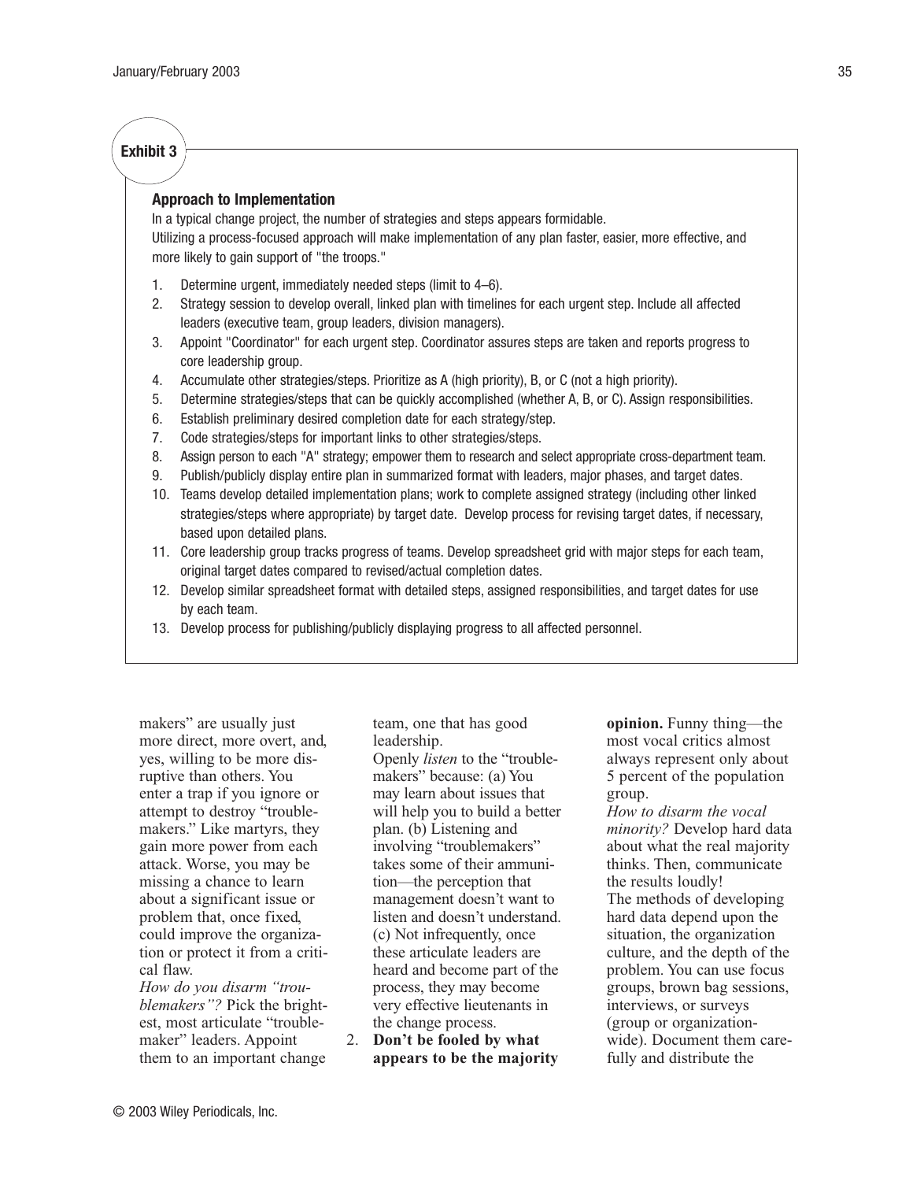**Exhibit 3**

**Approach to Implementation**

In a typical change project, the number of strategies and steps appears formidable.
Utilizing a process-focused approach will make implementation of any plan faster, easier, more effective, and more likely to gain support of "the troops."

1. Determine urgent, immediately needed steps (limit to 4–6).
2. Strategy session to develop overall, linked plan with timelines for each urgent step. Include all affected leaders (executive team, group leaders, division managers).
3. Appoint "Coordinator" for each urgent step. Coordinator assures steps are taken and reports progress to core leadership group.
4. Accumulate other strategies/steps. Prioritize as A (high priority), B, or C (not a high priority).
5. Determine strategies/steps that can be quickly accomplished (whether A, B, or C). Assign responsibilities.
6. Establish preliminary desired completion date for each strategy/step.
7. Code strategies/steps for important links to other strategies/steps.
8. Assign person to each "A" strategy; empower them to research and select appropriate cross-department team.
9. Publish/publicly display entire plan in summarized format with leaders, major phases, and target dates.
10. Teams develop detailed implementation plans; work to complete assigned strategy (including other linked strategies/steps where appropriate) by target date. Develop process for revising target dates, if necessary, based upon detailed plans.
11. Core leadership group tracks progress of teams. Develop spreadsheet grid with major steps for each team, original target dates compared to revised/actual completion dates.
12. Develop similar spreadsheet format with detailed steps, assigned responsibilities, and target dates for use by each team.
13. Develop process for publishing/publicly displaying progress to all affected personnel.

makers" are usually just more direct, more overt, and, yes, willing to be more disruptive than others. You enter a trap if you ignore or attempt to destroy "troublemakers." Like martyrs, they gain more power from each attack. Worse, you may be missing a chance to learn about a significant issue or problem that, once fixed, could improve the organization or protect it from a critical flaw.

*How do you disarm "troublemakers"?* Pick the brightest, most articulate "troublemaker" leaders. Appoint them to an important change team, one that has good leadership.

Openly *listen* to the "troublemakers" because: (a) You may learn about issues that will help you to build a better plan. (b) Listening and involving "troublemakers" takes some of their ammunition—the perception that management doesn't want to listen and doesn't understand. (c) Not infrequently, once these articulate leaders are heard and become part of the process, they may become very effective lieutenants in the change process.

2. **Don't be fooled by what appears to be the majority opinion.** Funny thing—the most vocal critics almost always represent only about 5 percent of the population group.

*How to disarm the vocal minority?* Develop hard data about what the real majority thinks. Then, communicate the results loudly!

The methods of developing hard data depend upon the situation, the organization culture, and the depth of the problem. You can use focus groups, brown bag sessions, interviews, or surveys (group or organization-wide). Document them carefully and distribute the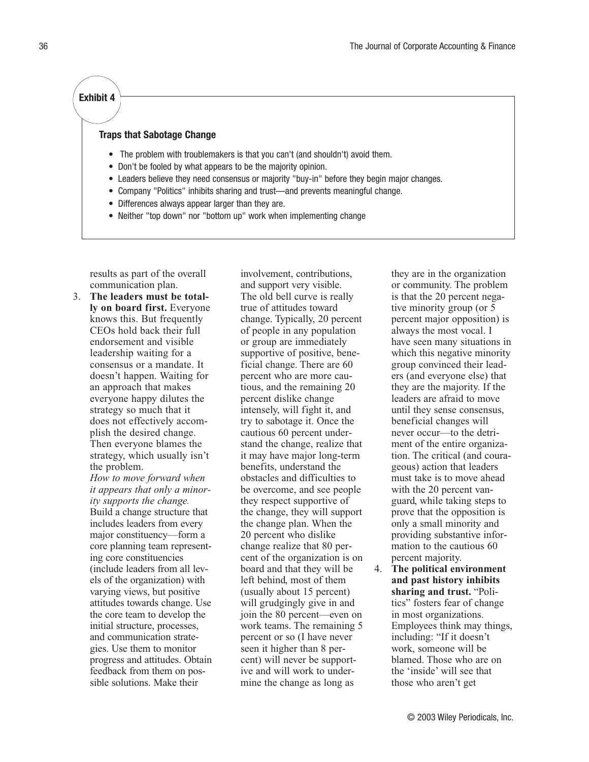**Exhibit 4**

**Traps that Sabotage Change**

- The problem with troublemakers is that you can't (and shouldn't) avoid them.
- Don't be fooled by what appears to be the majority opinion.
- Leaders believe they need consensus or majority "buy-in" before they begin major changes.
- Company "Politics" inhibits sharing and trust—and prevents meaningful change.
- Differences always appear larger than they are.
- Neither "top down" nor "bottom up" work when implementing change

results as part of the overall communication plan.

3. **The leaders must be totally on board first.** Everyone knows this. But frequently CEOs hold back their full endorsement and visible leadership waiting for a consensus or a mandate. It doesn't happen. Waiting for an approach that makes everyone happy dilutes the strategy so much that it does not effectively accomplish the desired change. Then everyone blames the strategy, which usually isn't the problem.
*How to move forward when it appears that only a minority supports the change.* Build a change structure that includes leaders from every major constituency—form a core planning team representing core constituencies (include leaders from all levels of the organization) with varying views, but positive attitudes towards change. Use the core team to develop the initial structure, processes, and communication strategies. Use them to monitor progress and attitudes. Obtain feedback from them on possible solutions. Make their involvement, contributions, and support very visible. The old bell curve is really true of attitudes toward change. Typically, 20 percent of people in any population or group are immediately supportive of positive, beneficial change. There are 60 percent who are more cautious, and the remaining 20 percent dislike change intensely, will fight it, and try to sabotage it. Once the cautious 60 percent understand the change, realize that it may have major long-term benefits, understand the obstacles and difficulties to be overcome, and see people they respect supportive of the change, they will support the change plan. When the 20 percent who dislike change realize that 80 percent of the organization is on board and that they will be left behind, most of them (usually about 15 percent) will grudgingly give in and join the 80 percent—even on work teams. The remaining 5 percent or so (I have never seen it higher than 8 percent) will never be supportive and will work to undermine the change as long as they are in the organization or community. The problem is that the 20 percent negative minority group (or 5 percent major opposition) is always the most vocal. I have seen many situations in which this negative minority group convinced their leaders (and everyone else) that they are the majority. If the leaders are afraid to move until they sense consensus, beneficial changes will never occur—to the detriment of the entire organization. The critical (and courageous) action that leaders must take is to move ahead with the 20 percent vanguard, while taking steps to prove that the opposition is only a small minority and providing substantive information to the cautious 60 percent majority.

4. **The political environment and past history inhibits sharing and trust.** "Politics" fosters fear of change in most organizations. Employees think may things, including: "If it doesn't work, someone will be blamed. Those who are on the 'inside' will see that those who aren't get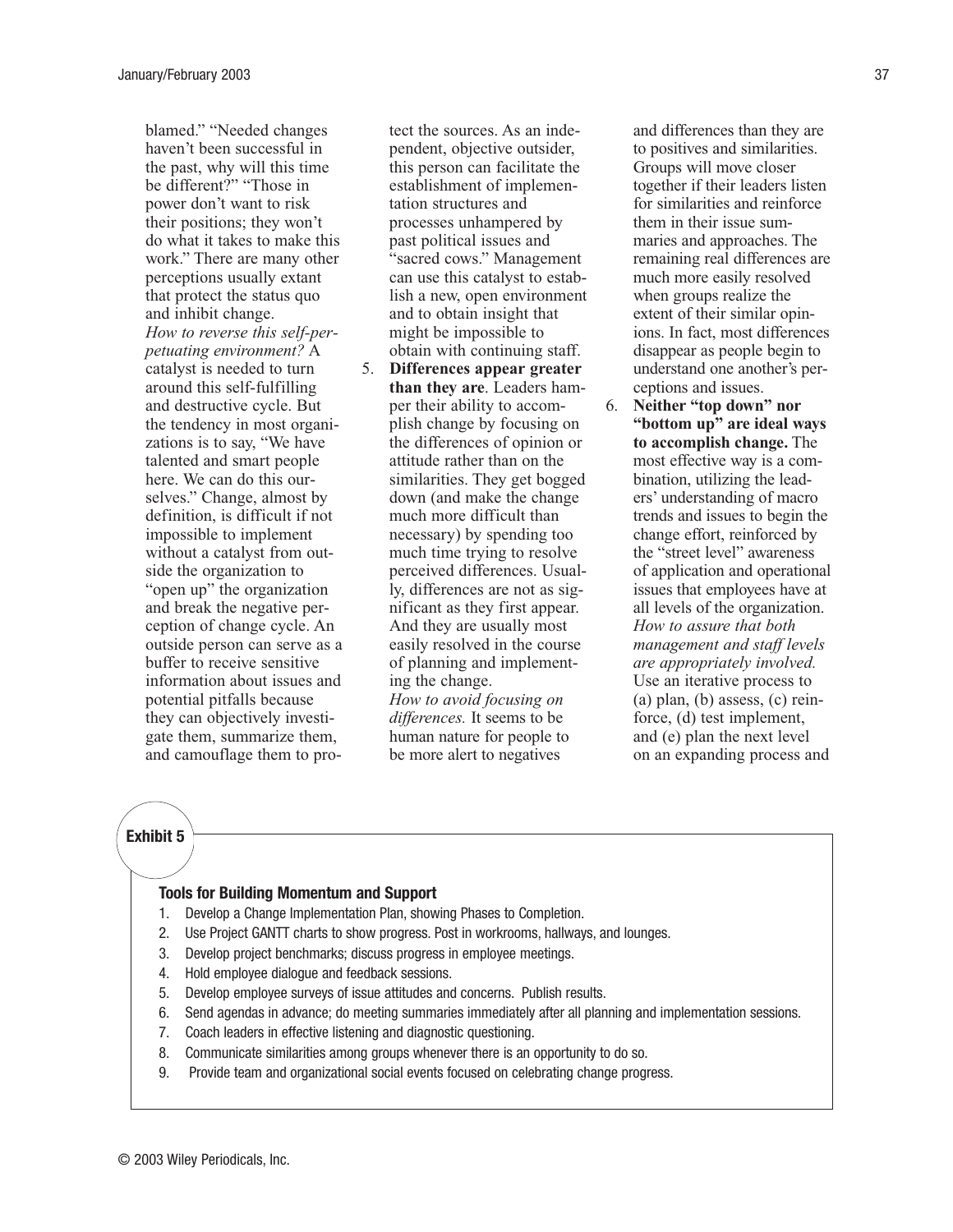blamed." "Needed changes haven't been successful in the past, why will this time be different?" "Those in power don't want to risk their positions; they won't do what it takes to make this work." There are many other perceptions usually extant that protect the status quo and inhibit change.

*How to reverse this self-perpetuating environment?* A catalyst is needed to turn around this self-fulfilling and destructive cycle. But the tendency in most organizations is to say, "We have talented and smart people here. We can do this ourselves." Change, almost by definition, is difficult if not impossible to implement without a catalyst from outside the organization to "open up" the organization and break the negative perception of change cycle. An outside person can serve as a buffer to receive sensitive information about issues and potential pitfalls because they can objectively investigate them, summarize them, and camouflage them to protect the sources. As an independent, objective outsider, this person can facilitate the establishment of implementation structures and processes unhampered by past political issues and "sacred cows." Management can use this catalyst to establish a new, open environment and to obtain insight that might be impossible to obtain with continuing staff.

5. **Differences appear greater than they are**. Leaders hamper their ability to accomplish change by focusing on the differences of opinion or attitude rather than on the similarities. They get bogged down (and make the change much more difficult than necessary) by spending too much time trying to resolve perceived differences. Usually, differences are not as significant as they first appear. And they are usually most easily resolved in the course of planning and implementing the change.

   *How to avoid focusing on differences.* It seems to be human nature for people to be more alert to negatives and differences than they are to positives and similarities. Groups will move closer together if their leaders listen for similarities and reinforce them in their issue summaries and approaches. The remaining real differences are much more easily resolved when groups realize the extent of their similar opinions. In fact, most differences disappear as people begin to understand one another's perceptions and issues.

6. **Neither "top down" nor "bottom up" are ideal ways to accomplish change.** The most effective way is a combination, utilizing the leaders' understanding of macro trends and issues to begin the change effort, reinforced by the "street level" awareness of application and operational issues that employees have at all levels of the organization.

   *How to assure that both management and staff levels are appropriately involved.* Use an iterative process to (a) plan, (b) assess, (c) reinforce, (d) test implement, and (e) plan the next level on an expanding process and

**Exhibit 5**

**Tools for Building Momentum and Support**

1. Develop a Change Implementation Plan, showing Phases to Completion.
2. Use Project GANTT charts to show progress. Post in workrooms, hallways, and lounges.
3. Develop project benchmarks; discuss progress in employee meetings.
4. Hold employee dialogue and feedback sessions.
5. Develop employee surveys of issue attitudes and concerns. Publish results.
6. Send agendas in advance; do meeting summaries immediately after all planning and implementation sessions.
7. Coach leaders in effective listening and diagnostic questioning.
8. Communicate similarities among groups whenever there is an opportunity to do so.
9. Provide team and organizational social events focused on celebrating change progress.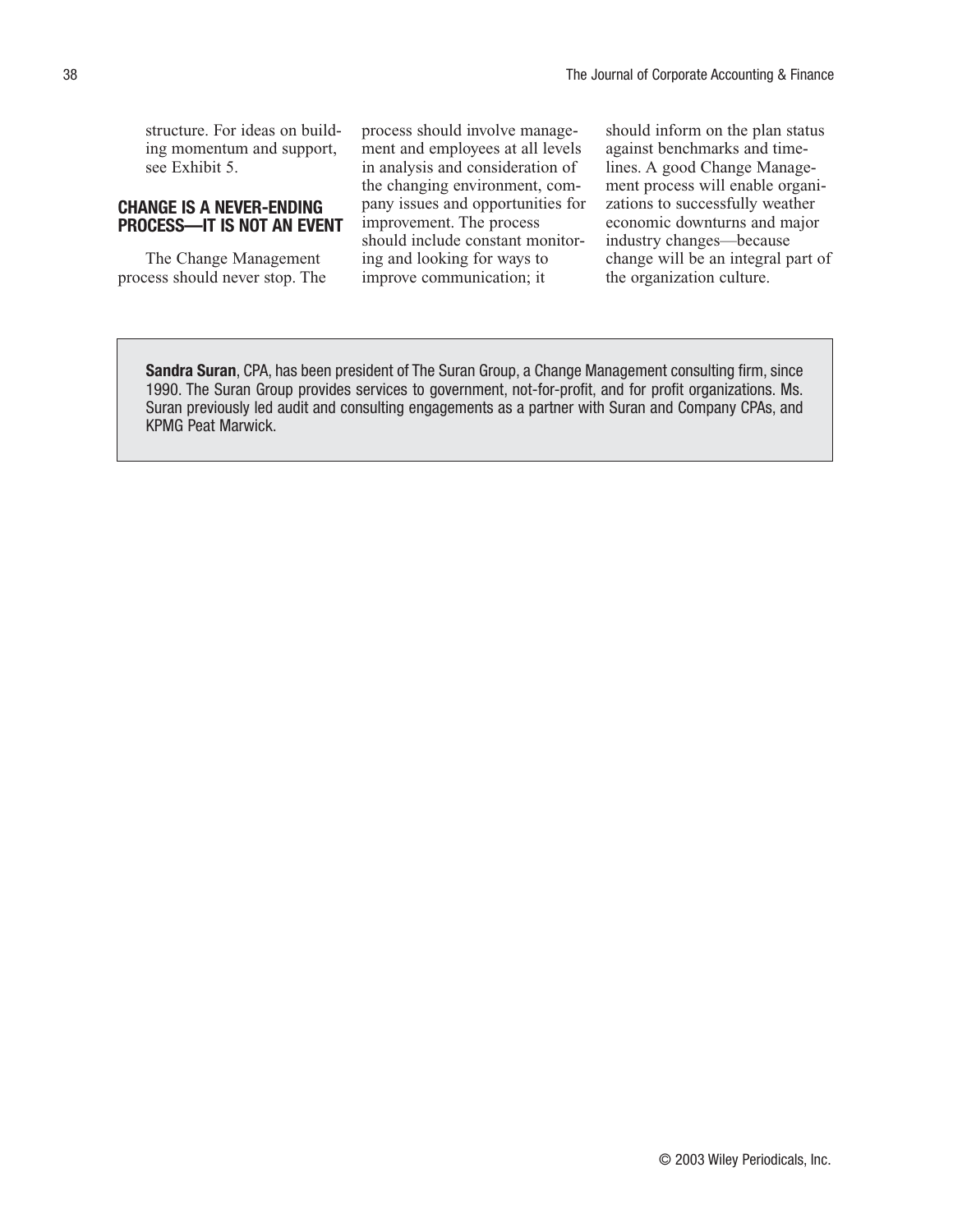structure. For ideas on building momentum and support, see Exhibit 5.

## CHANGE IS A NEVER-ENDING PROCESS—IT IS NOT AN EVENT

The Change Management process should never stop. The process should involve management and employees at all levels in analysis and consideration of the changing environment, company issues and opportunities for improvement. The process should include constant monitoring and looking for ways to improve communication; it should inform on the plan status against benchmarks and timelines. A good Change Management process will enable organizations to successfully weather economic downturns and major industry changes—because change will be an integral part of the organization culture.

**Sandra Suran**, CPA, has been president of The Suran Group, a Change Management consulting firm, since 1990. The Suran Group provides services to government, not-for-profit, and for profit organizations. Ms. Suran previously led audit and consulting engagements as a partner with Suran and Company CPAs, and KPMG Peat Marwick.

© 2003 Wiley Periodicals, Inc.